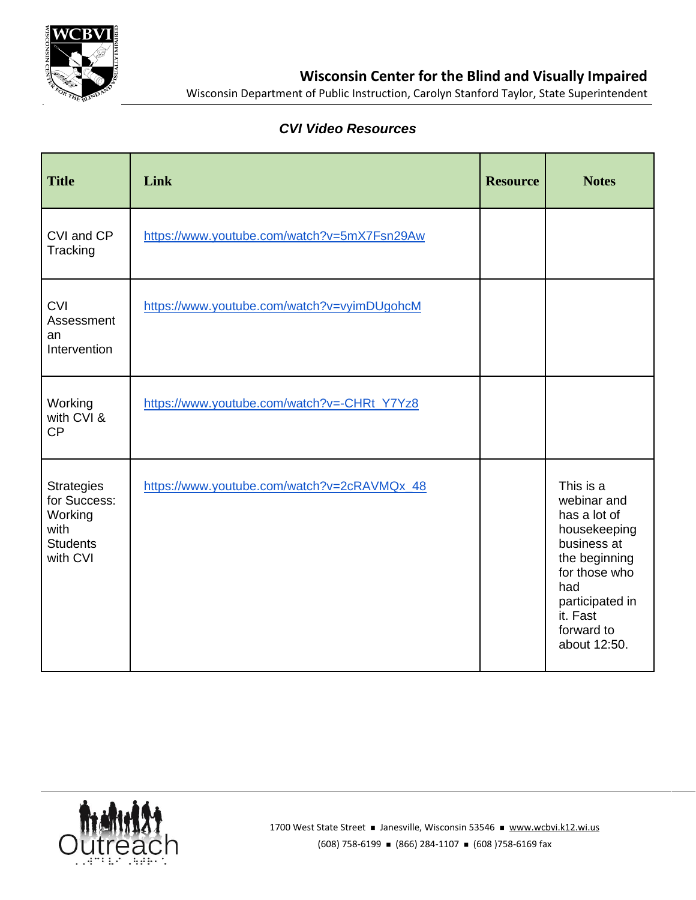# Wisconsin Center for the Blind and Visually Impaired

Wisconsin Department of Public Instruction, Carolyn Stanford Taylor, State Superintendent

## *CVI Video Resources*

| Title | Link | Resource | Notes |
|---|---|---|---|
| CVI and CP Tracking | https://www.youtube.com/watch?v=5mX7Fsn29Aw | | |
| CVI Assessment an Intervention | https://www.youtube.com/watch?v=vyimDUgohcM | | |
| Working with CVI & CP | https://www.youtube.com/watch?v=-CHRt_Y7Yz8 | | |
| Strategies for Success: Working with Students with CVI | https://www.youtube.com/watch?v=2cRAVMQx_48 | | This is a webinar and has a lot of housekeeping business at the beginning for those who had participated in it. Fast forward to about 12:50. |

1700 West State Street ■ Janesville, Wisconsin 53546 ■ www.wcbvi.k12.wi.us

(608) 758-6199 ■ (866) 284-1107 ■ (608 )758-6169 fax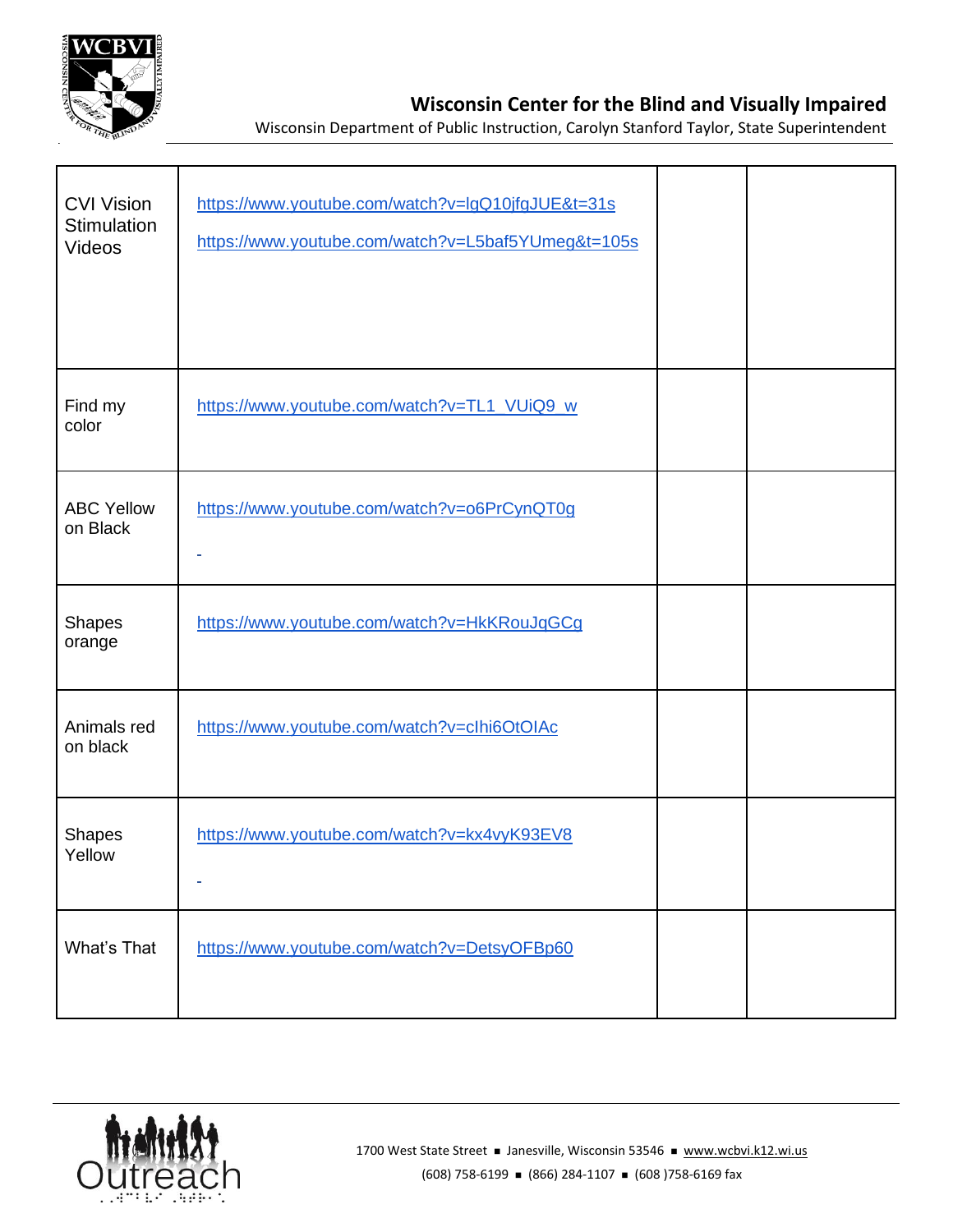| | | | |
|---|---|---|---|
| CVI Vision Stimulation Videos | https://www.youtube.com/watch?v=lgQ10jfgJUE&t=31s<br>https://www.youtube.com/watch?v=L5baf5YUmeg&t=105s | | |
| Find my color | https://www.youtube.com/watch?v=TL1_VUiQ9_w | | |
| ABC Yellow on Black | https://www.youtube.com/watch?v=o6PrCynQT0g | | |
| Shapes orange | https://www.youtube.com/watch?v=HkKRouJqGCg | | |
| Animals red on black | https://www.youtube.com/watch?v=cIhi6OtOIAc | | |
| Shapes Yellow | https://www.youtube.com/watch?v=kx4vyK93EV8 | | |
| What's That | https://www.youtube.com/watch?v=DetsyOFBp60 | | |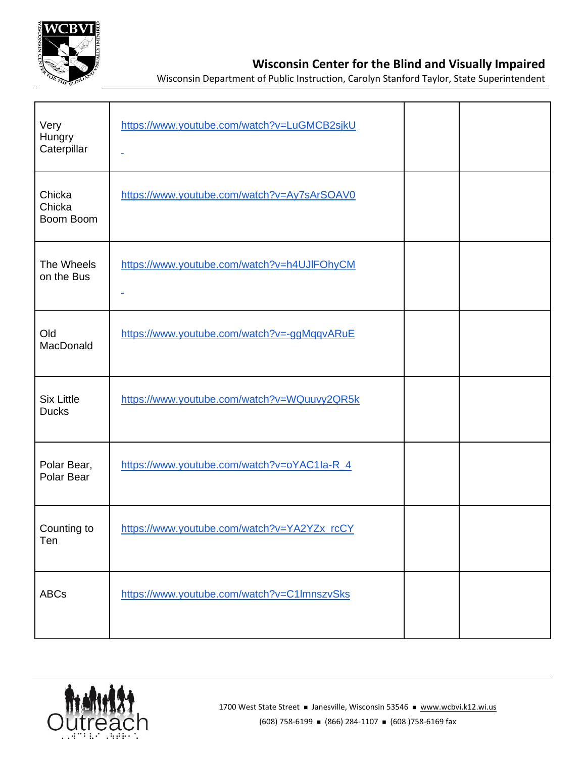| | | | |
|---|---|---|---|
| Very Hungry Caterpillar | https://www.youtube.com/watch?v=LuGMCB2sjkU | | |
| Chicka Chicka Boom Boom | https://www.youtube.com/watch?v=Ay7sArSOAV0 | | |
| The Wheels on the Bus | https://www.youtube.com/watch?v=h4UJlFOhyCM | | |
| Old MacDonald | https://www.youtube.com/watch?v=-ggMqqvARuE | | |
| Six Little Ducks | https://www.youtube.com/watch?v=WQuuvy2QR5k | | |
| Polar Bear, Polar Bear | https://www.youtube.com/watch?v=oYAC1Ia-R_4 | | |
| Counting to Ten | https://www.youtube.com/watch?v=YA2YZx_rcCY | | |
| ABCs | https://www.youtube.com/watch?v=C1lmnszvSks | | |